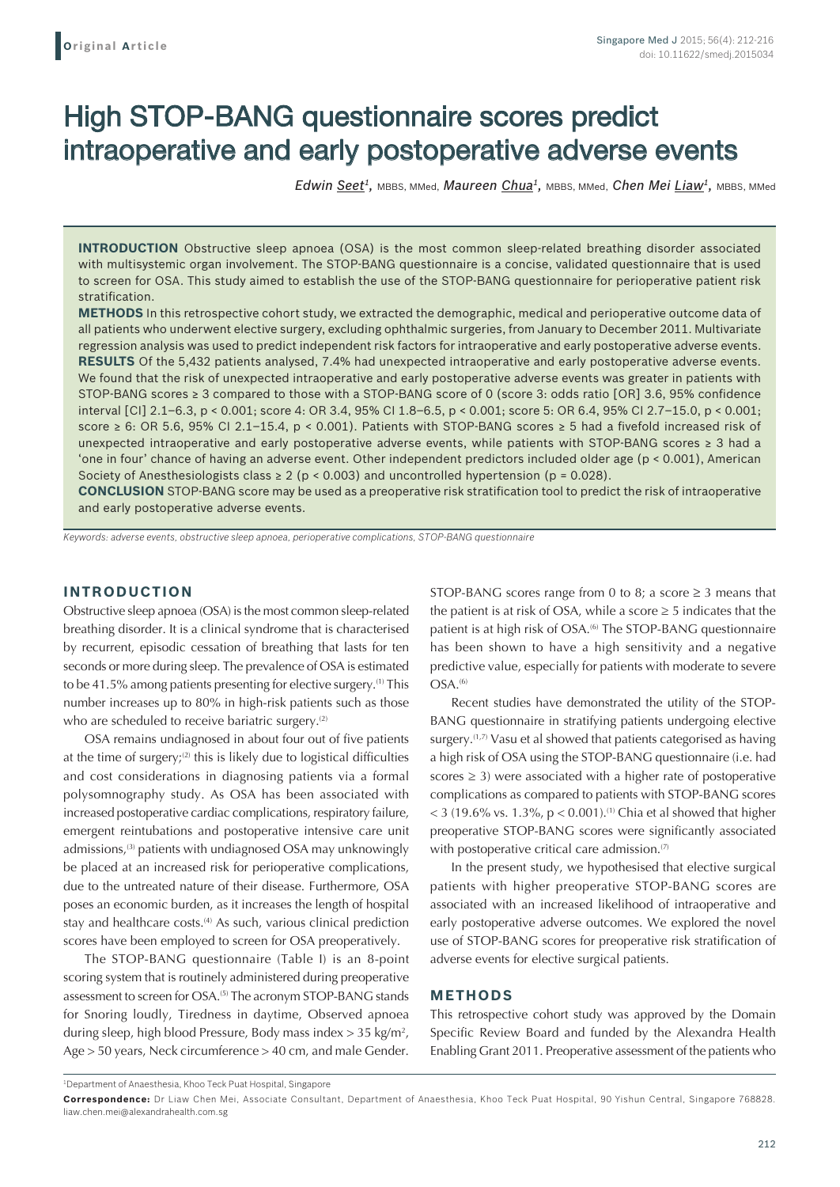**Original Article**

# High STOP-BANG questionnaire scores predict intraoperative and early postoperative adverse events

*Edwin Seet[1], MBBS, MMed, Maureen Chua[1], MBBS, MMed, Chen Mei Liaw[1], MBBS, MMed*

**INTRODUCTION** Obstructive sleep apnoea (OSA) is the most common sleep-related breathing disorder associated with multisystemic organ involvement. The STOP-BANG questionnaire is a concise, validated questionnaire that is used to screen for OSA. This study aimed to establish the use of the STOP-BANG questionnaire for perioperative patient risk stratification.

**METHODS** In this retrospective cohort study, we extracted the demographic, medical and perioperative outcome data of all patients who underwent elective surgery, excluding ophthalmic surgeries, from January to December 2011. Multivariate regression analysis was used to predict independent risk factors for intraoperative and early postoperative adverse events.

**RESULTS** Of the 5,432 patients analysed, 7.4% had unexpected intraoperative and early postoperative adverse events. We found that the risk of unexpected intraoperative and early postoperative adverse events was greater in patients with STOP-BANG scores ≥ 3 compared to those with a STOP-BANG score of 0 (score 3: odds ratio [OR] 3.6, 95% confidence interval [CI] 2.1–6.3, $p < 0.001$; score 4: OR 3.4, 95% CI 1.8–6.5, $p < 0.001$; score 5: OR 6.4, 95% CI 2.7–15.0, $p < 0.001$; score ≥ 6: OR 5.6, 95% CI 2.1–15.4, $p < 0.001$). Patients with STOP-BANG scores ≥ 5 had a fivefold increased risk of unexpected intraoperative and early postoperative adverse events, while patients with STOP-BANG scores ≥ 3 had a 'one in four' chance of having an adverse event. Other independent predictors included older age ($p < 0.001$), American Society of Anesthesiologists class ≥ 2 ($p < 0.003$) and uncontrolled hypertension ($p = 0.028$).

**CONCLUSION** STOP-BANG score may be used as a preoperative risk stratification tool to predict the risk of intraoperative and early postoperative adverse events.

*Keywords: adverse events, obstructive sleep apnoea, perioperative complications, STOP-BANG questionnaire*

## INTRODUCTION

Obstructive sleep apnoea (OSA) is the most common sleep-related breathing disorder. It is a clinical syndrome that is characterised by recurrent, episodic cessation of breathing that lasts for ten seconds or more during sleep. The prevalence of OSA is estimated to be 41.5% among patients presenting for elective surgery.[1] This number increases up to 80% in high-risk patients such as those who are scheduled to receive bariatric surgery.[2]

OSA remains undiagnosed in about four out of five patients at the time of surgery;[2] this is likely due to logistical difficulties and cost considerations in diagnosing patients via a formal polysomnography study. As OSA has been associated with increased postoperative cardiac complications, respiratory failure, emergent reintubations and postoperative intensive care unit admissions,[3] patients with undiagnosed OSA may unknowingly be placed at an increased risk for perioperative complications, due to the untreated nature of their disease. Furthermore, OSA poses an economic burden, as it increases the length of hospital stay and healthcare costs.[4] As such, various clinical prediction scores have been employed to screen for OSA preoperatively.

The STOP-BANG questionnaire (Table I) is an 8-point scoring system that is routinely administered during preoperative assessment to screen for OSA.[5] The acronym STOP-BANG stands for Snoring loudly, Tiredness in daytime, Observed apnoea during sleep, high blood Pressure, Body mass index > 35 kg/m$^2$, Age > 50 years, Neck circumference > 40 cm, and male Gender. STOP-BANG scores range from 0 to 8; a score ≥ 3 means that the patient is at risk of OSA, while a score ≥ 5 indicates that the patient is at high risk of OSA.[6] The STOP-BANG questionnaire has been shown to have a high sensitivity and a negative predictive value, especially for patients with moderate to severe OSA.[6]

Recent studies have demonstrated the utility of the STOP-BANG questionnaire in stratifying patients undergoing elective surgery.[1,7] Vasu et al showed that patients categorised as having a high risk of OSA using the STOP-BANG questionnaire (i.e. had scores ≥ 3) were associated with a higher rate of postoperative complications as compared to patients with STOP-BANG scores < 3 (19.6% vs. 1.3%, $p < 0.001$).[1] Chia et al showed that higher preoperative STOP-BANG scores were significantly associated with postoperative critical care admission.[7]

In the present study, we hypothesised that elective surgical patients with higher preoperative STOP-BANG scores are associated with an increased likelihood of intraoperative and early postoperative adverse outcomes. We explored the novel use of STOP-BANG scores for preoperative risk stratification of adverse events for elective surgical patients.

## METHODS

This retrospective cohort study was approved by the Domain Specific Review Board and funded by the Alexandra Health Enabling Grant 2011. Preoperative assessment of the patients who

[1]Department of Anaesthesia, Khoo Teck Puat Hospital, Singapore

**Correspondence:** Dr Liaw Chen Mei, Associate Consultant, Department of Anaesthesia, Khoo Teck Puat Hospital, 90 Yishun Central, Singapore 768828. liaw.chen.mei@alexandrahealth.com.sg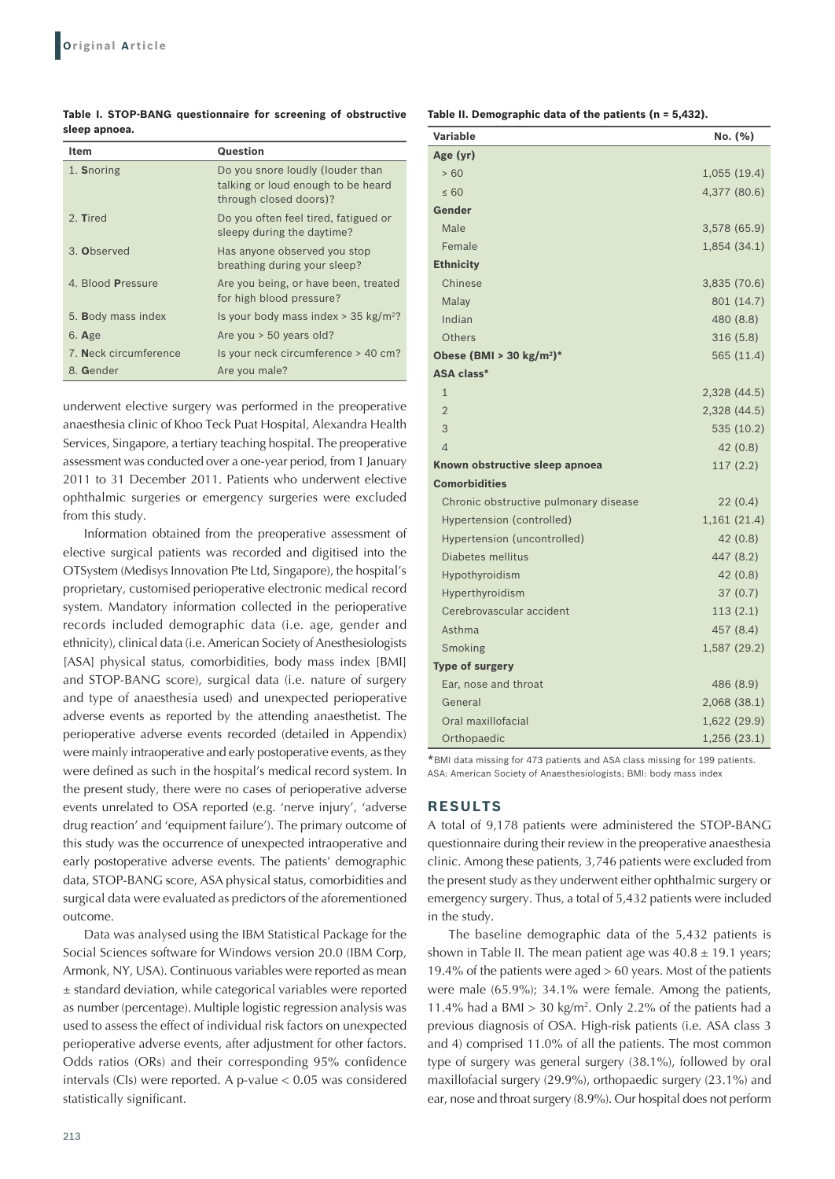**Table I. STOP-BANG questionnaire for screening of obstructive sleep apnoea.**

| Item | Question |
|---|---|
| 1. **S**noring | Do you snore loudly (louder than talking or loud enough to be heard through closed doors)? |
| 2. **T**ired | Do you often feel tired, fatigued or sleepy during the daytime? |
| 3. **O**bserved | Has anyone observed you stop breathing during your sleep? |
| 4. Blood **P**ressure | Are you being, or have been, treated for high blood pressure? |
| 5. **B**ody mass index | Is your body mass index > 35 kg/m$^2$? |
| 6. **A**ge | Are you > 50 years old? |
| 7. **N**eck circumference | Is your neck circumference > 40 cm? |
| 8. **G**ender | Are you male? |

underwent elective surgery was performed in the preoperative anaesthesia clinic of Khoo Teck Puat Hospital, Alexandra Health Services, Singapore, a tertiary teaching hospital. The preoperative assessment was conducted over a one-year period, from 1 January 2011 to 31 December 2011. Patients who underwent elective ophthalmic surgeries or emergency surgeries were excluded from this study.

Information obtained from the preoperative assessment of elective surgical patients was recorded and digitised into the OTSystem (Medisys Innovation Pte Ltd, Singapore), the hospital's proprietary, customised perioperative electronic medical record system. Mandatory information collected in the perioperative records included demographic data (i.e. age, gender and ethnicity), clinical data (i.e. American Society of Anesthesiologists [ASA] physical status, comorbidities, body mass index [BMI] and STOP-BANG score), surgical data (i.e. nature of surgery and type of anaesthesia used) and unexpected perioperative adverse events as reported by the attending anaesthetist. The perioperative adverse events recorded (detailed in Appendix) were mainly intraoperative and early postoperative events, as they were defined as such in the hospital's medical record system. In the present study, there were no cases of perioperative adverse events unrelated to OSA reported (e.g. 'nerve injury', 'adverse drug reaction' and 'equipment failure'). The primary outcome of this study was the occurrence of unexpected intraoperative and early postoperative adverse events. The patients' demographic data, STOP-BANG score, ASA physical status, comorbidities and surgical data were evaluated as predictors of the aforementioned outcome.

Data was analysed using the IBM Statistical Package for the Social Sciences software for Windows version 20.0 (IBM Corp, Armonk, NY, USA). Continuous variables were reported as mean ± standard deviation, while categorical variables were reported as number (percentage). Multiple logistic regression analysis was used to assess the effect of individual risk factors on unexpected perioperative adverse events, after adjustment for other factors. Odds ratios (ORs) and their corresponding 95% confidence intervals (CIs) were reported. A p-value < 0.05 was considered statistically significant.

**Table II. Demographic data of the patients (n = 5,432).**

| Variable | No. (%) |
|---|---|
| **Age (yr)** | |
| > 60 | 1,055 (19.4) |
| ≤ 60 | 4,377 (80.6) |
| **Gender** | |
| Male | 3,578 (65.9) |
| Female | 1,854 (34.1) |
| **Ethnicity** | |
| Chinese | 3,835 (70.6) |
| Malay | 801 (14.7) |
| Indian | 480 (8.8) |
| Others | 316 (5.8) |
| **Obese (BMI > 30 kg/m$^2$)*** | 565 (11.4) |
| **ASA class*** | |
| 1 | 2,328 (44.5) |
| 2 | 2,328 (44.5) |
| 3 | 535 (10.2) |
| 4 | 42 (0.8) |
| **Known obstructive sleep apnoea** | 117 (2.2) |
| **Comorbidities** | |
| Chronic obstructive pulmonary disease | 22 (0.4) |
| Hypertension (controlled) | 1,161 (21.4) |
| Hypertension (uncontrolled) | 42 (0.8) |
| Diabetes mellitus | 447 (8.2) |
| Hypothyroidism | 42 (0.8) |
| Hyperthyroidism | 37 (0.7) |
| Cerebrovascular accident | 113 (2.1) |
| Asthma | 457 (8.4) |
| Smoking | 1,587 (29.2) |
| **Type of surgery** | |
| Ear, nose and throat | 486 (8.9) |
| General | 2,068 (38.1) |
| Oral maxillofacial | 1,622 (29.9) |
| Orthopaedic | 1,256 (23.1) |

*BMI data missing for 473 patients and ASA class missing for 199 patients. ASA: American Society of Anaesthesiologists; BMI: body mass index

## RESULTS

A total of 9,178 patients were administered the STOP-BANG questionnaire during their review in the preoperative anaesthesia clinic. Among these patients, 3,746 patients were excluded from the present study as they underwent either ophthalmic surgery or emergency surgery. Thus, a total of 5,432 patients were included in the study.

The baseline demographic data of the 5,432 patients is shown in Table II. The mean patient age was 40.8 ± 19.1 years; 19.4% of the patients were aged > 60 years. Most of the patients were male (65.9%); 34.1% were female. Among the patients, 11.4% had a BMI > 30 kg/m$^2$. Only 2.2% of the patients had a previous diagnosis of OSA. High-risk patients (i.e. ASA class 3 and 4) comprised 11.0% of all the patients. The most common type of surgery was general surgery (38.1%), followed by oral maxillofacial surgery (29.9%), orthopaedic surgery (23.1%) and ear, nose and throat surgery (8.9%). Our hospital does not perform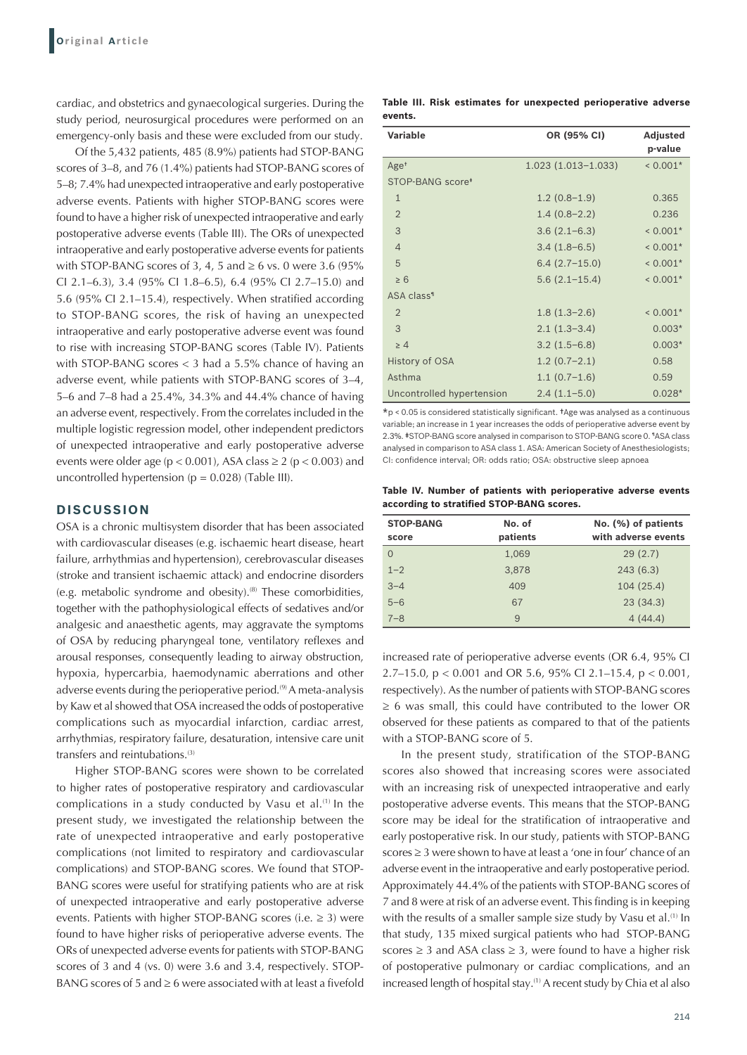cardiac, and obstetrics and gynaecological surgeries. During the study period, neurosurgical procedures were performed on an emergency-only basis and these were excluded from our study.

Of the 5,432 patients, 485 (8.9%) patients had STOP-BANG scores of 3–8, and 76 (1.4%) patients had STOP-BANG scores of 5–8; 7.4% had unexpected intraoperative and early postoperative adverse events. Patients with higher STOP-BANG scores were found to have a higher risk of unexpected intraoperative and early postoperative adverse events (Table III). The ORs of unexpected intraoperative and early postoperative adverse events for patients with STOP-BANG scores of 3, 4, 5 and ≥ 6 vs. 0 were 3.6 (95% CI 2.1–6.3), 3.4 (95% CI 1.8–6.5), 6.4 (95% CI 2.7–15.0) and 5.6 (95% CI 2.1–15.4), respectively. When stratified according to STOP-BANG scores, the risk of having an unexpected intraoperative and early postoperative adverse event was found to rise with increasing STOP-BANG scores (Table IV). Patients with STOP-BANG scores < 3 had a 5.5% chance of having an adverse event, while patients with STOP-BANG scores of 3–4, 5–6 and 7–8 had a 25.4%, 34.3% and 44.4% chance of having an adverse event, respectively. From the correlates included in the multiple logistic regression model, other independent predictors of unexpected intraoperative and early postoperative adverse events were older age ($p < 0.001$), ASA class ≥ 2 ($p < 0.003$) and uncontrolled hypertension ($p = 0.028$) (Table III).

**Table III. Risk estimates for unexpected perioperative adverse events.**

| Variable | OR (95% CI) | Adjusted p-value |
|---|---|---|
| Age[†] | 1.023 (1.013–1.033) | < 0.001* |
| STOP-BANG score[‡] | | |
| 1 | 1.2 (0.8–1.9) | 0.365 |
| 2 | 1.4 (0.8–2.2) | 0.236 |
| 3 | 3.6 (2.1–6.3) | < 0.001* |
| 4 | 3.4 (1.8–6.5) | < 0.001* |
| 5 | 6.4 (2.7–15.0) | < 0.001* |
| ≥ 6 | 5.6 (2.1–15.4) | < 0.001* |
| ASA class[¶] | | |
| 2 | 1.8 (1.3–2.6) | < 0.001* |
| 3 | 2.1 (1.3–3.4) | 0.003* |
| ≥ 4 | 3.2 (1.5–6.8) | 0.003* |
| History of OSA | 1.2 (0.7–2.1) | 0.58 |
| Asthma | 1.1 (0.7–1.6) | 0.59 |
| Uncontrolled hypertension | 2.4 (1.1–5.0) | 0.028* |

*$p < 0.05$ is considered statistically significant. †Age was analysed as a continuous variable; an increase in 1 year increases the odds of perioperative adverse event by 2.3%. ‡STOP-BANG score analysed in comparison to STOP-BANG score 0. ¶ASA class analysed in comparison to ASA class 1. ASA: American Society of Anesthesiologists; CI: confidence interval; OR: odds ratio; OSA: obstructive sleep apnoea

**Table IV. Number of patients with perioperative adverse events according to stratified STOP-BANG scores.**

| STOP-BANG score | No. of patients | No. (%) of patients with adverse events |
|---|---|---|
| 0 | 1,069 | 29 (2.7) |
| 1–2 | 3,878 | 243 (6.3) |
| 3–4 | 409 | 104 (25.4) |
| 5–6 | 67 | 23 (34.3) |
| 7–8 | 9 | 4 (44.4) |

## DISCUSSION

OSA is a chronic multisystem disorder that has been associated with cardiovascular diseases (e.g. ischaemic heart disease, heart failure, arrhythmias and hypertension), cerebrovascular diseases (stroke and transient ischaemic attack) and endocrine disorders (e.g. metabolic syndrome and obesity).[8] These comorbidities, together with the pathophysiological effects of sedatives and/or analgesic and anaesthetic agents, may aggravate the symptoms of OSA by reducing pharyngeal tone, ventilatory reflexes and arousal responses, consequently leading to airway obstruction, hypoxia, hypercarbia, haemodynamic aberrations and other adverse events during the perioperative period.[9] A meta-analysis by Kaw et al showed that OSA increased the odds of postoperative complications such as myocardial infarction, cardiac arrest, arrhythmias, respiratory failure, desaturation, intensive care unit transfers and reintubations.[3]

Higher STOP-BANG scores were shown to be correlated to higher rates of postoperative respiratory and cardiovascular complications in a study conducted by Vasu et al.[1] In the present study, we investigated the relationship between the rate of unexpected intraoperative and early postoperative complications (not limited to respiratory and cardiovascular complications) and STOP-BANG scores. We found that STOP-BANG scores were useful for stratifying patients who are at risk of unexpected intraoperative and early postoperative adverse events. Patients with higher STOP-BANG scores (i.e. ≥ 3) were found to have higher risks of perioperative adverse events. The ORs of unexpected adverse events for patients with STOP-BANG scores of 3 and 4 (vs. 0) were 3.6 and 3.4, respectively. STOP-BANG scores of 5 and ≥ 6 were associated with at least a fivefold increased rate of perioperative adverse events (OR 6.4, 95% CI 2.7–15.0, $p < 0.001$ and OR 5.6, 95% CI 2.1–15.4, $p < 0.001$, respectively). As the number of patients with STOP-BANG scores ≥ 6 was small, this could have contributed to the lower OR observed for these patients as compared to that of the patients with a STOP-BANG score of 5.

In the present study, stratification of the STOP-BANG scores also showed that increasing scores were associated with an increasing risk of unexpected intraoperative and early postoperative adverse events. This means that the STOP-BANG score may be ideal for the stratification of intraoperative and early postoperative risk. In our study, patients with STOP-BANG scores ≥ 3 were shown to have at least a 'one in four' chance of an adverse event in the intraoperative and early postoperative period. Approximately 44.4% of the patients with STOP-BANG scores of 7 and 8 were at risk of an adverse event. This finding is in keeping with the results of a smaller sample size study by Vasu et al.[1] In that study, 135 mixed surgical patients who had STOP-BANG scores ≥ 3 and ASA class ≥ 3, were found to have a higher risk of postoperative pulmonary or cardiac complications, and an increased length of hospital stay.[1] A recent study by Chia et al also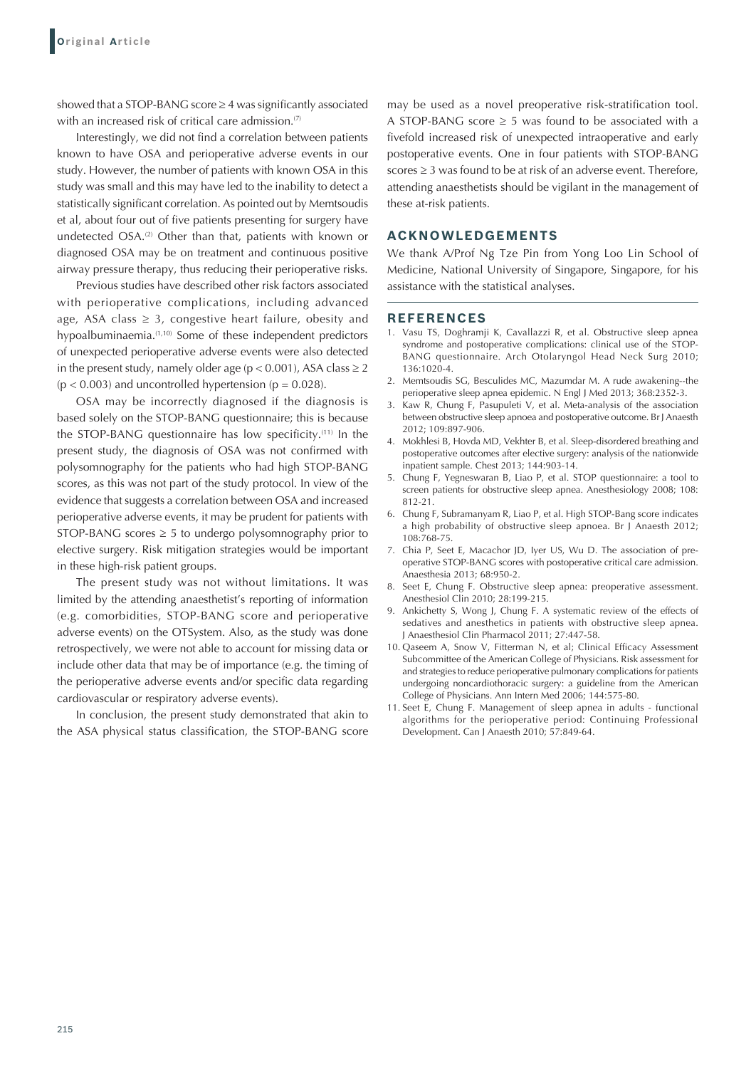showed that a STOP-BANG score ≥ 4 was significantly associated with an increased risk of critical care admission.[7]

Interestingly, we did not find a correlation between patients known to have OSA and perioperative adverse events in our study. However, the number of patients with known OSA in this study was small and this may have led to the inability to detect a statistically significant correlation. As pointed out by Memtsoudis et al, about four out of five patients presenting for surgery have undetected OSA.[2] Other than that, patients with known or diagnosed OSA may be on treatment and continuous positive airway pressure therapy, thus reducing their perioperative risks.

Previous studies have described other risk factors associated with perioperative complications, including advanced age, ASA class ≥ 3, congestive heart failure, obesity and hypoalbuminaemia.[1,10] Some of these independent predictors of unexpected perioperative adverse events were also detected in the present study, namely older age ($p < 0.001$), ASA class ≥ 2 ($p < 0.003$) and uncontrolled hypertension ($p = 0.028$).

OSA may be incorrectly diagnosed if the diagnosis is based solely on the STOP-BANG questionnaire; this is because the STOP-BANG questionnaire has low specificity.[11] In the present study, the diagnosis of OSA was not confirmed with polysomnography for the patients who had high STOP-BANG scores, as this was not part of the study protocol. In view of the evidence that suggests a correlation between OSA and increased perioperative adverse events, it may be prudent for patients with STOP-BANG scores ≥ 5 to undergo polysomnography prior to elective surgery. Risk mitigation strategies would be important in these high-risk patient groups.

The present study was not without limitations. It was limited by the attending anaesthetist's reporting of information (e.g. comorbidities, STOP-BANG score and perioperative adverse events) on the OTSystem. Also, as the study was done retrospectively, we were not able to account for missing data or include other data that may be of importance (e.g. the timing of the perioperative adverse events and/or specific data regarding cardiovascular or respiratory adverse events).

In conclusion, the present study demonstrated that akin to the ASA physical status classification, the STOP-BANG score may be used as a novel preoperative risk-stratification tool. A STOP-BANG score ≥ 5 was found to be associated with a fivefold increased risk of unexpected intraoperative and early postoperative events. One in four patients with STOP-BANG scores ≥ 3 was found to be at risk of an adverse event. Therefore, attending anaesthetists should be vigilant in the management of these at-risk patients.

## ACKNOWLEDGEMENTS

We thank A/Prof Ng Tze Pin from Yong Loo Lin School of Medicine, National University of Singapore, Singapore, for his assistance with the statistical analyses.

## REFERENCES

1. Vasu TS, Doghramji K, Cavallazzi R, et al. Obstructive sleep apnea syndrome and postoperative complications: clinical use of the STOP-BANG questionnaire. Arch Otolaryngol Head Neck Surg 2010; 136:1020-4.
2. Memtsoudis SG, Besculides MC, Mazumdar M. A rude awakening--the perioperative sleep apnea epidemic. N Engl J Med 2013; 368:2352-3.
3. Kaw R, Chung F, Pasupuleti V, et al. Meta-analysis of the association between obstructive sleep apnoea and postoperative outcome. Br J Anaesth 2012; 109:897-906.
4. Mokhlesi B, Hovda MD, Vekhter B, et al. Sleep-disordered breathing and postoperative outcomes after elective surgery: analysis of the nationwide inpatient sample. Chest 2013; 144:903-14.
5. Chung F, Yegneswaran B, Liao P, et al. STOP questionnaire: a tool to screen patients for obstructive sleep apnea. Anesthesiology 2008; 108: 812-21.
6. Chung F, Subramanyam R, Liao P, et al. High STOP-Bang score indicates a high probability of obstructive sleep apnoea. Br J Anaesth 2012; 108:768-75.
7. Chia P, Seet E, Macachor JD, Iyer US, Wu D. The association of pre-operative STOP-BANG scores with postoperative critical care admission. Anaesthesia 2013; 68:950-2.
8. Seet E, Chung F. Obstructive sleep apnea: preoperative assessment. Anesthesiol Clin 2010; 28:199-215.
9. Ankichetty S, Wong J, Chung F. A systematic review of the effects of sedatives and anesthetics in patients with obstructive sleep apnea. J Anaesthesiol Clin Pharmacol 2011; 27:447-58.
10. Qaseem A, Snow V, Fitterman N, et al; Clinical Efficacy Assessment Subcommittee of the American College of Physicians. Risk assessment for and strategies to reduce perioperative pulmonary complications for patients undergoing noncardiothoracic surgery: a guideline from the American College of Physicians. Ann Intern Med 2006; 144:575-80.
11. Seet E, Chung F. Management of sleep apnea in adults - functional algorithms for the perioperative period: Continuing Professional Development. Can J Anaesth 2010; 57:849-64.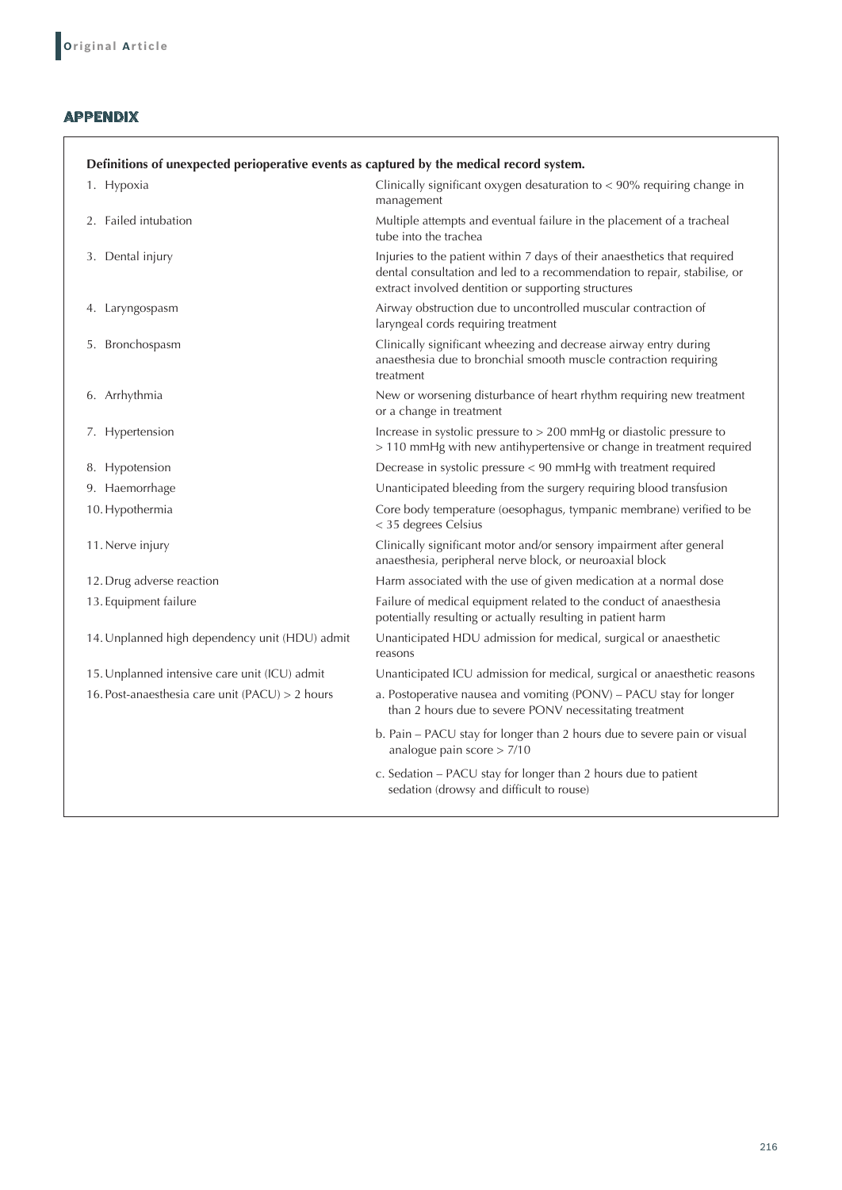## APPENDIX

**Definitions of unexpected perioperative events as captured by the medical record system.**

| | |
|---|---|
| 1. Hypoxia | Clinically significant oxygen desaturation to < 90% requiring change in management |
| 2. Failed intubation | Multiple attempts and eventual failure in the placement of a tracheal tube into the trachea |
| 3. Dental injury | Injuries to the patient within 7 days of their anaesthetics that required dental consultation and led to a recommendation to repair, stabilise, or extract involved dentition or supporting structures |
| 4. Laryngospasm | Airway obstruction due to uncontrolled muscular contraction of laryngeal cords requiring treatment |
| 5. Bronchospasm | Clinically significant wheezing and decrease airway entry during anaesthesia due to bronchial smooth muscle contraction requiring treatment |
| 6. Arrhythmia | New or worsening disturbance of heart rhythm requiring new treatment or a change in treatment |
| 7. Hypertension | Increase in systolic pressure to > 200 mmHg or diastolic pressure to > 110 mmHg with new antihypertensive or change in treatment required |
| 8. Hypotension | Decrease in systolic pressure < 90 mmHg with treatment required |
| 9. Haemorrhage | Unanticipated bleeding from the surgery requiring blood transfusion |
| 10. Hypothermia | Core body temperature (oesophagus, tympanic membrane) verified to be < 35 degrees Celsius |
| 11. Nerve injury | Clinically significant motor and/or sensory impairment after general anaesthesia, peripheral nerve block, or neuroaxial block |
| 12. Drug adverse reaction | Harm associated with the use of given medication at a normal dose |
| 13. Equipment failure | Failure of medical equipment related to the conduct of anaesthesia potentially resulting or actually resulting in patient harm |
| 14. Unplanned high dependency unit (HDU) admit | Unanticipated HDU admission for medical, surgical or anaesthetic reasons |
| 15. Unplanned intensive care unit (ICU) admit | Unanticipated ICU admission for medical, surgical or anaesthetic reasons |
| 16. Post-anaesthesia care unit (PACU) > 2 hours | a. Postoperative nausea and vomiting (PONV) – PACU stay for longer than 2 hours due to severe PONV necessitating treatment |
| | b. Pain – PACU stay for longer than 2 hours due to severe pain or visual analogue pain score > 7/10 |
| | c. Sedation – PACU stay for longer than 2 hours due to patient sedation (drowsy and difficult to rouse) |